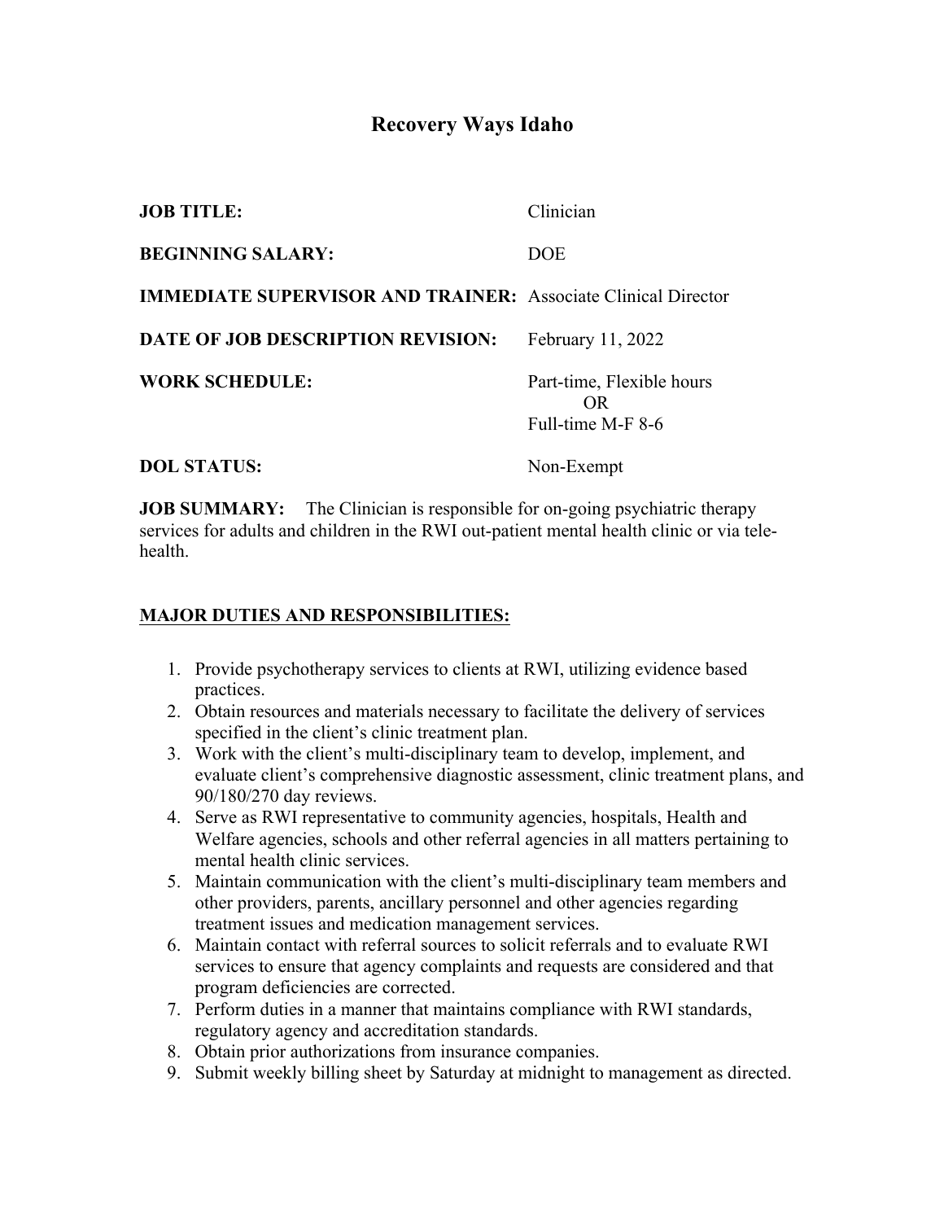# Recovery Ways Idaho

**JOB TITLE:** Clinician

**BEGINNING SALARY:** DOE

**IMMEDIATE SUPERVISOR AND TRAINER:** Associate Clinical Director

**DATE OF JOB DESCRIPTION REVISION:** February 11, 2022

**WORK SCHEDULE:** Part-time, Flexible hours
OR
Full-time M-F 8-6

**DOL STATUS:** Non-Exempt

**JOB SUMMARY:** The Clinician is responsible for on-going psychiatric therapy services for adults and children in the RWI out-patient mental health clinic or via tele-health.

## MAJOR DUTIES AND RESPONSIBILITIES:

1. Provide psychotherapy services to clients at RWI, utilizing evidence based practices.
2. Obtain resources and materials necessary to facilitate the delivery of services specified in the client's clinic treatment plan.
3. Work with the client's multi-disciplinary team to develop, implement, and evaluate client's comprehensive diagnostic assessment, clinic treatment plans, and 90/180/270 day reviews.
4. Serve as RWI representative to community agencies, hospitals, Health and Welfare agencies, schools and other referral agencies in all matters pertaining to mental health clinic services.
5. Maintain communication with the client's multi-disciplinary team members and other providers, parents, ancillary personnel and other agencies regarding treatment issues and medication management services.
6. Maintain contact with referral sources to solicit referrals and to evaluate RWI services to ensure that agency complaints and requests are considered and that program deficiencies are corrected.
7. Perform duties in a manner that maintains compliance with RWI standards, regulatory agency and accreditation standards.
8. Obtain prior authorizations from insurance companies.
9. Submit weekly billing sheet by Saturday at midnight to management as directed.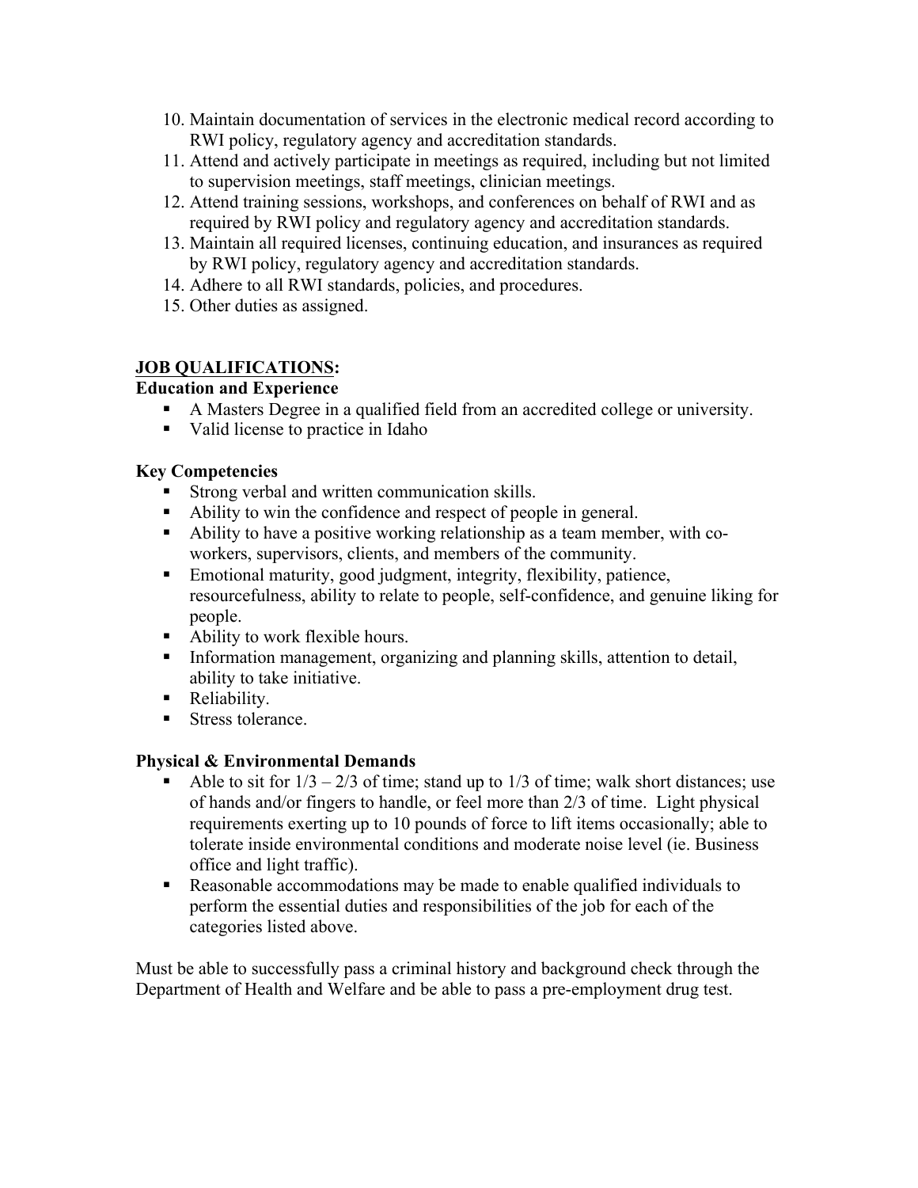10. Maintain documentation of services in the electronic medical record according to RWI policy, regulatory agency and accreditation standards.
11. Attend and actively participate in meetings as required, including but not limited to supervision meetings, staff meetings, clinician meetings.
12. Attend training sessions, workshops, and conferences on behalf of RWI and as required by RWI policy and regulatory agency and accreditation standards.
13. Maintain all required licenses, continuing education, and insurances as required by RWI policy, regulatory agency and accreditation standards.
14. Adhere to all RWI standards, policies, and procedures.
15. Other duties as assigned.

## JOB QUALIFICATIONS:

**Education and Experience**

- A Masters Degree in a qualified field from an accredited college or university.
- Valid license to practice in Idaho

**Key Competencies**

- Strong verbal and written communication skills.
- Ability to win the confidence and respect of people in general.
- Ability to have a positive working relationship as a team member, with co-workers, supervisors, clients, and members of the community.
- Emotional maturity, good judgment, integrity, flexibility, patience, resourcefulness, ability to relate to people, self-confidence, and genuine liking for people.
- Ability to work flexible hours.
- Information management, organizing and planning skills, attention to detail, ability to take initiative.
- Reliability.
- Stress tolerance.

**Physical & Environmental Demands**

- Able to sit for 1/3 – 2/3 of time; stand up to 1/3 of time; walk short distances; use of hands and/or fingers to handle, or feel more than 2/3 of time. Light physical requirements exerting up to 10 pounds of force to lift items occasionally; able to tolerate inside environmental conditions and moderate noise level (ie. Business office and light traffic).
- Reasonable accommodations may be made to enable qualified individuals to perform the essential duties and responsibilities of the job for each of the categories listed above.

Must be able to successfully pass a criminal history and background check through the Department of Health and Welfare and be able to pass a pre-employment drug test.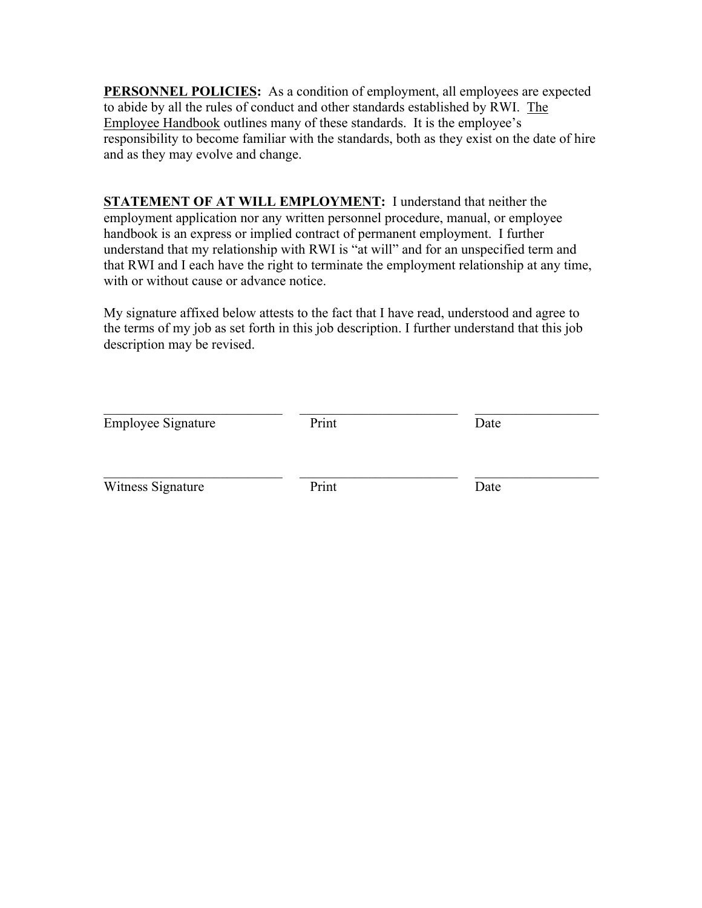**PERSONNEL POLICIES:** As a condition of employment, all employees are expected to abide by all the rules of conduct and other standards established by RWI. The Employee Handbook outlines many of these standards. It is the employee's responsibility to become familiar with the standards, both as they exist on the date of hire and as they may evolve and change.

**STATEMENT OF AT WILL EMPLOYMENT:** I understand that neither the employment application nor any written personnel procedure, manual, or employee handbook is an express or implied contract of permanent employment. I further understand that my relationship with RWI is "at will" and for an unspecified term and that RWI and I each have the right to terminate the employment relationship at any time, with or without cause or advance notice.

My signature affixed below attests to the fact that I have read, understood and agree to the terms of my job as set forth in this job description. I further understand that this job description may be revised.

| | | |
|---|---|---|
| ______________________ | ______________________ | ________________ |
| Employee Signature | Print | Date |
| ______________________ | ______________________ | ________________ |
| Witness Signature | Print | Date |